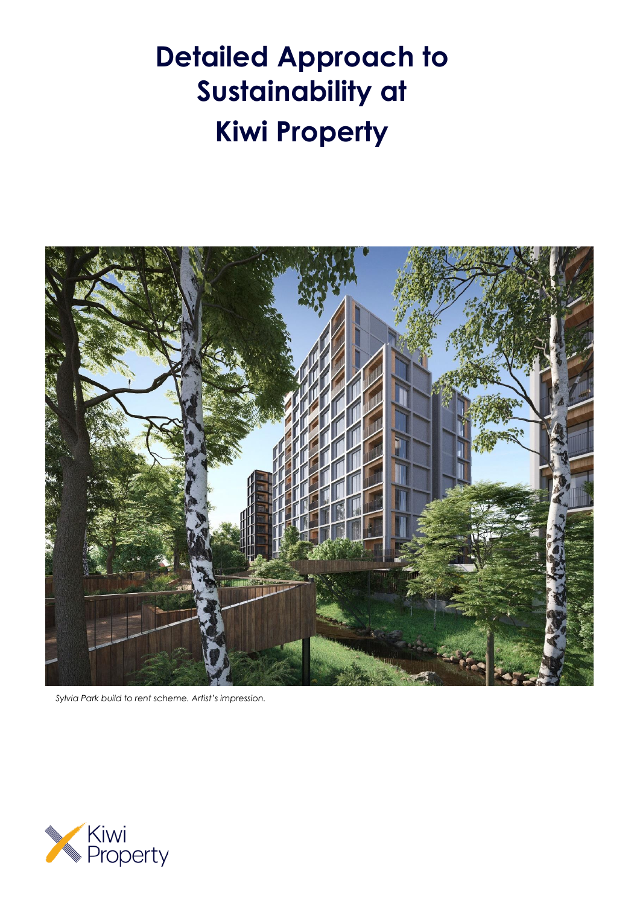# Detailed Approach to Sustainability at Kiwi Property

*Sylvia Park build to rent scheme. Artist's impression.*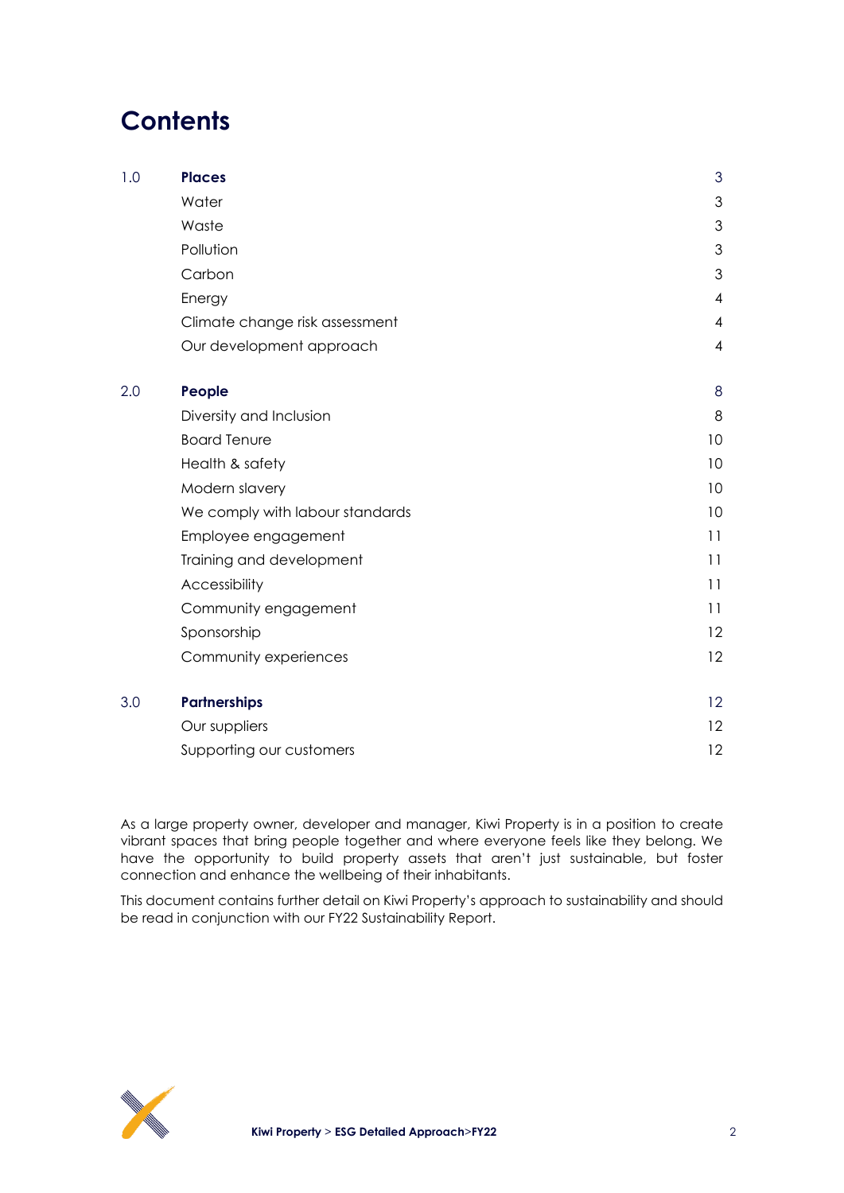# Contents

| | | |
|---|---|---|
| 1.0 | **Places** | 3 |
| | Water | 3 |
| | Waste | 3 |
| | Pollution | 3 |
| | Carbon | 3 |
| | Energy | 4 |
| | Climate change risk assessment | 4 |
| | Our development approach | 4 |
| 2.0 | **People** | 8 |
| | Diversity and Inclusion | 8 |
| | Board Tenure | 10 |
| | Health & safety | 10 |
| | Modern slavery | 10 |
| | We comply with labour standards | 10 |
| | Employee engagement | 11 |
| | Training and development | 11 |
| | Accessibility | 11 |
| | Community engagement | 11 |
| | Sponsorship | 12 |
| | Community experiences | 12 |
| 3.0 | **Partnerships** | 12 |
| | Our suppliers | 12 |
| | Supporting our customers | 12 |

As a large property owner, developer and manager, Kiwi Property is in a position to create vibrant spaces that bring people together and where everyone feels like they belong. We have the opportunity to build property assets that aren't just sustainable, but foster connection and enhance the wellbeing of their inhabitants.

This document contains further detail on Kiwi Property's approach to sustainability and should be read in conjunction with our FY22 Sustainability Report.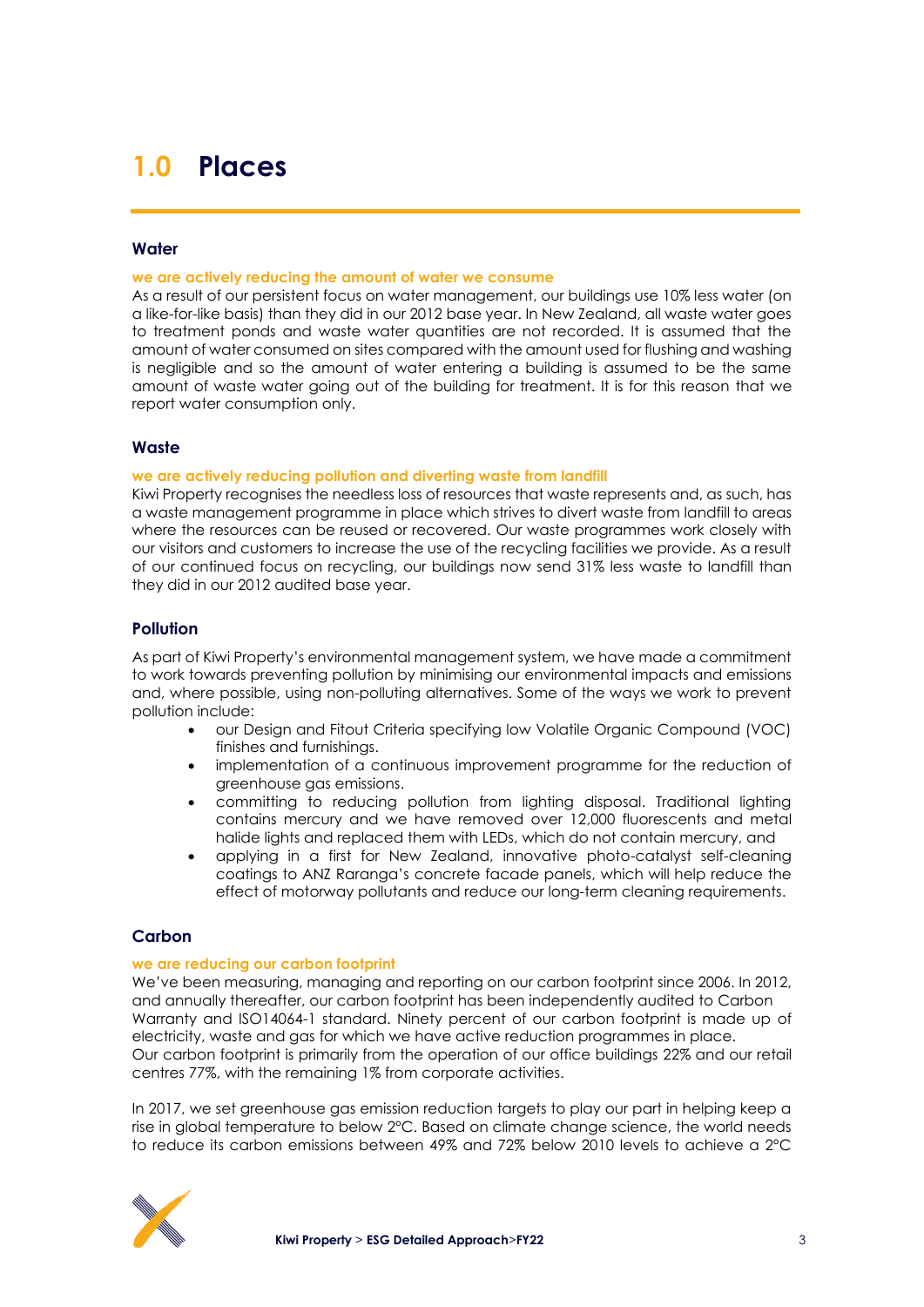# 1.0 Places

## Water

**we are actively reducing the amount of water we consume**

As a result of our persistent focus on water management, our buildings use 10% less water (on a like-for-like basis) than they did in our 2012 base year. In New Zealand, all waste water goes to treatment ponds and waste water quantities are not recorded. It is assumed that the amount of water consumed on sites compared with the amount used for flushing and washing is negligible and so the amount of water entering a building is assumed to be the same amount of waste water going out of the building for treatment. It is for this reason that we report water consumption only.

## Waste

**we are actively reducing pollution and diverting waste from landfill**

Kiwi Property recognises the needless loss of resources that waste represents and, as such, has a waste management programme in place which strives to divert waste from landfill to areas where the resources can be reused or recovered. Our waste programmes work closely with our visitors and customers to increase the use of the recycling facilities we provide. As a result of our continued focus on recycling, our buildings now send 31% less waste to landfill than they did in our 2012 audited base year.

## Pollution

As part of Kiwi Property's environmental management system, we have made a commitment to work towards preventing pollution by minimising our environmental impacts and emissions and, where possible, using non-polluting alternatives. Some of the ways we work to prevent pollution include:

- our Design and Fitout Criteria specifying low Volatile Organic Compound (VOC) finishes and furnishings.
- implementation of a continuous improvement programme for the reduction of greenhouse gas emissions.
- committing to reducing pollution from lighting disposal. Traditional lighting contains mercury and we have removed over 12,000 fluorescents and metal halide lights and replaced them with LEDs, which do not contain mercury, and
- applying in a first for New Zealand, innovative photo-catalyst self-cleaning coatings to ANZ Raranga's concrete facade panels, which will help reduce the effect of motorway pollutants and reduce our long-term cleaning requirements.

## Carbon

**we are reducing our carbon footprint**

We've been measuring, managing and reporting on our carbon footprint since 2006. In 2012, and annually thereafter, our carbon footprint has been independently audited to Carbon Warranty and ISO14064-1 standard. Ninety percent of our carbon footprint is made up of electricity, waste and gas for which we have active reduction programmes in place.
Our carbon footprint is primarily from the operation of our office buildings 22% and our retail centres 77%, with the remaining 1% from corporate activities.

In 2017, we set greenhouse gas emission reduction targets to play our part in helping keep a rise in global temperature to below 2°C. Based on climate change science, the world needs to reduce its carbon emissions between 49% and 72% below 2010 levels to achieve a 2°C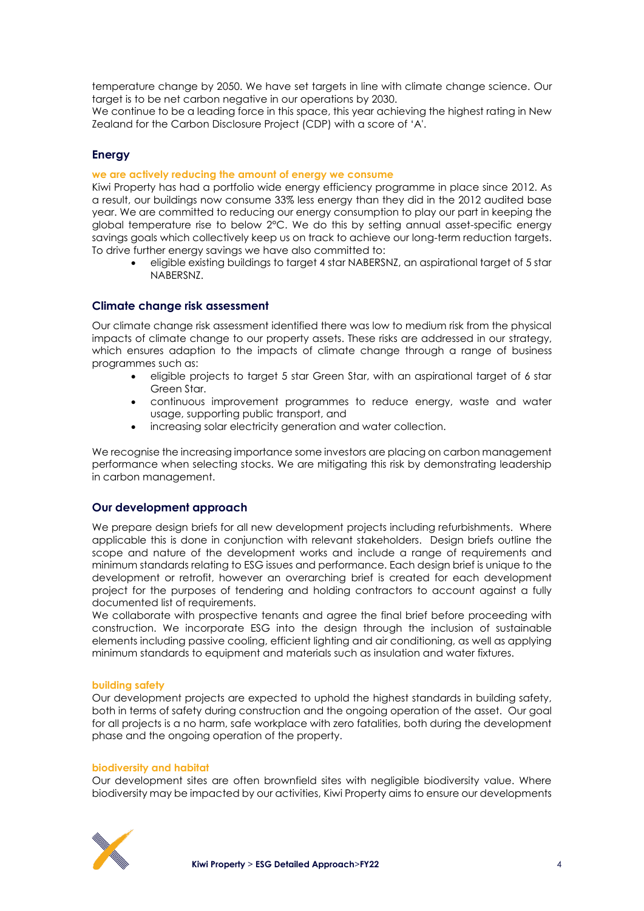temperature change by 2050. We have set targets in line with climate change science. Our target is to be net carbon negative in our operations by 2030.
We continue to be a leading force in this space, this year achieving the highest rating in New Zealand for the Carbon Disclosure Project (CDP) with a score of 'A'.

## Energy

**we are actively reducing the amount of energy we consume**

Kiwi Property has had a portfolio wide energy efficiency programme in place since 2012. As a result, our buildings now consume 33% less energy than they did in the 2012 audited base year. We are committed to reducing our energy consumption to play our part in keeping the global temperature rise to below 2°C. We do this by setting annual asset-specific energy savings goals which collectively keep us on track to achieve our long-term reduction targets. To drive further energy savings we have also committed to:

- eligible existing buildings to target 4 star NABERSNZ, an aspirational target of 5 star NABERSNZ.

## Climate change risk assessment

Our climate change risk assessment identified there was low to medium risk from the physical impacts of climate change to our property assets. These risks are addressed in our strategy, which ensures adaption to the impacts of climate change through a range of business programmes such as:

- eligible projects to target 5 star Green Star, with an aspirational target of 6 star Green Star.
- continuous improvement programmes to reduce energy, waste and water usage, supporting public transport, and
- increasing solar electricity generation and water collection.

We recognise the increasing importance some investors are placing on carbon management performance when selecting stocks. We are mitigating this risk by demonstrating leadership in carbon management.

## Our development approach

We prepare design briefs for all new development projects including refurbishments. Where applicable this is done in conjunction with relevant stakeholders. Design briefs outline the scope and nature of the development works and include a range of requirements and minimum standards relating to ESG issues and performance. Each design brief is unique to the development or retrofit, however an overarching brief is created for each development project for the purposes of tendering and holding contractors to account against a fully documented list of requirements.
We collaborate with prospective tenants and agree the final brief before proceeding with construction. We incorporate ESG into the design through the inclusion of sustainable elements including passive cooling, efficient lighting and air conditioning, as well as applying minimum standards to equipment and materials such as insulation and water fixtures.

**building safety**

Our development projects are expected to uphold the highest standards in building safety, both in terms of safety during construction and the ongoing operation of the asset. Our goal for all projects is a no harm, safe workplace with zero fatalities, both during the development phase and the ongoing operation of the property.

**biodiversity and habitat**

Our development sites are often brownfield sites with negligible biodiversity value. Where biodiversity may be impacted by our activities, Kiwi Property aims to ensure our developments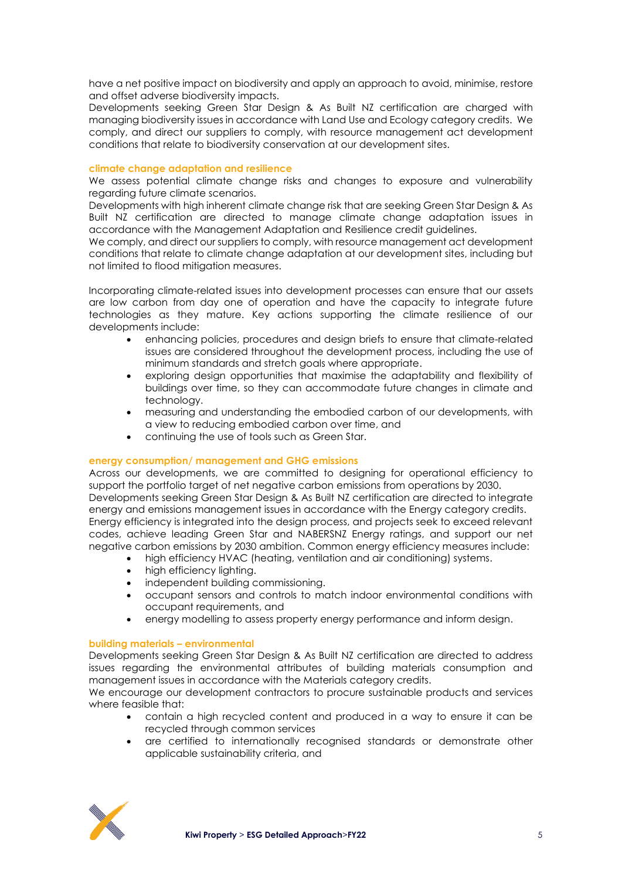have a net positive impact on biodiversity and apply an approach to avoid, minimise, restore and offset adverse biodiversity impacts.

Developments seeking Green Star Design & As Built NZ certification are charged with managing biodiversity issues in accordance with Land Use and Ecology category credits. We comply, and direct our suppliers to comply, with resource management act development conditions that relate to biodiversity conservation at our development sites.

### climate change adaptation and resilience

We assess potential climate change risks and changes to exposure and vulnerability regarding future climate scenarios.

Developments with high inherent climate change risk that are seeking Green Star Design & As Built NZ certification are directed to manage climate change adaptation issues in accordance with the Management Adaptation and Resilience credit guidelines.

We comply, and direct our suppliers to comply, with resource management act development conditions that relate to climate change adaptation at our development sites, including but not limited to flood mitigation measures.

Incorporating climate-related issues into development processes can ensure that our assets are low carbon from day one of operation and have the capacity to integrate future technologies as they mature. Key actions supporting the climate resilience of our developments include:

- enhancing policies, procedures and design briefs to ensure that climate-related issues are considered throughout the development process, including the use of minimum standards and stretch goals where appropriate.
- exploring design opportunities that maximise the adaptability and flexibility of buildings over time, so they can accommodate future changes in climate and technology.
- measuring and understanding the embodied carbon of our developments, with a view to reducing embodied carbon over time, and
- continuing the use of tools such as Green Star.

### energy consumption/ management and GHG emissions

Across our developments, we are committed to designing for operational efficiency to support the portfolio target of net negative carbon emissions from operations by 2030.

Developments seeking Green Star Design & As Built NZ certification are directed to integrate energy and emissions management issues in accordance with the Energy category credits.

Energy efficiency is integrated into the design process, and projects seek to exceed relevant codes, achieve leading Green Star and NABERSNZ Energy ratings, and support our net negative carbon emissions by 2030 ambition. Common energy efficiency measures include:

- high efficiency HVAC (heating, ventilation and air conditioning) systems.
- high efficiency lighting.
- independent building commissioning.
- occupant sensors and controls to match indoor environmental conditions with occupant requirements, and
- energy modelling to assess property energy performance and inform design.

### building materials – environmental

Developments seeking Green Star Design & As Built NZ certification are directed to address issues regarding the environmental attributes of building materials consumption and management issues in accordance with the Materials category credits.

We encourage our development contractors to procure sustainable products and services where feasible that:

- contain a high recycled content and produced in a way to ensure it can be recycled through common services
- are certified to internationally recognised standards or demonstrate other applicable sustainability criteria, and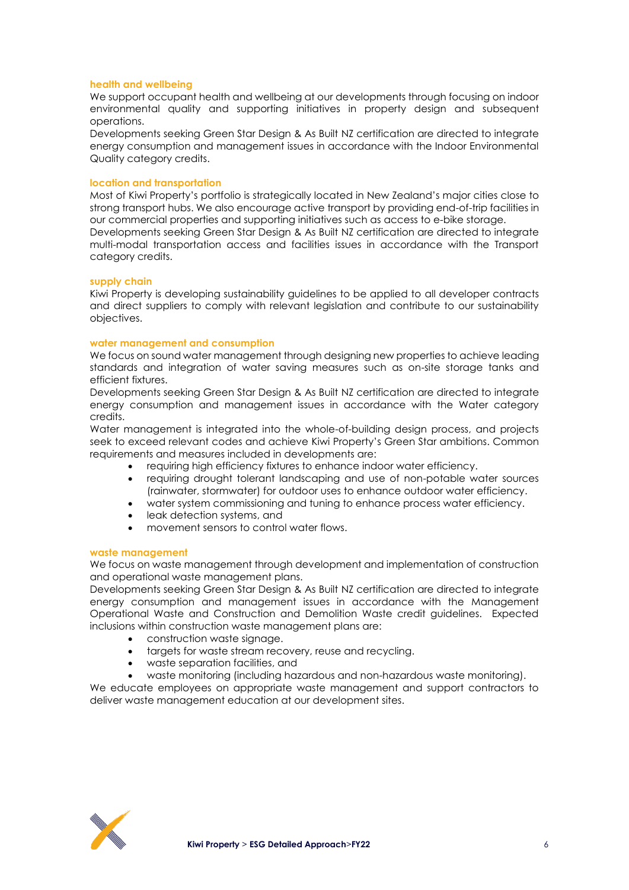### health and wellbeing

We support occupant health and wellbeing at our developments through focusing on indoor environmental quality and supporting initiatives in property design and subsequent operations.

Developments seeking Green Star Design & As Built NZ certification are directed to integrate energy consumption and management issues in accordance with the Indoor Environmental Quality category credits.

### location and transportation

Most of Kiwi Property's portfolio is strategically located in New Zealand's major cities close to strong transport hubs. We also encourage active transport by providing end-of-trip facilities in our commercial properties and supporting initiatives such as access to e-bike storage.

Developments seeking Green Star Design & As Built NZ certification are directed to integrate multi-modal transportation access and facilities issues in accordance with the Transport category credits.

### supply chain

Kiwi Property is developing sustainability guidelines to be applied to all developer contracts and direct suppliers to comply with relevant legislation and contribute to our sustainability objectives.

### water management and consumption

We focus on sound water management through designing new properties to achieve leading standards and integration of water saving measures such as on-site storage tanks and efficient fixtures.

Developments seeking Green Star Design & As Built NZ certification are directed to integrate energy consumption and management issues in accordance with the Water category credits.

Water management is integrated into the whole-of-building design process, and projects seek to exceed relevant codes and achieve Kiwi Property's Green Star ambitions. Common requirements and measures included in developments are:

- requiring high efficiency fixtures to enhance indoor water efficiency.
- requiring drought tolerant landscaping and use of non-potable water sources (rainwater, stormwater) for outdoor uses to enhance outdoor water efficiency.
- water system commissioning and tuning to enhance process water efficiency.
- leak detection systems, and
- movement sensors to control water flows.

### waste management

We focus on waste management through development and implementation of construction and operational waste management plans.

Developments seeking Green Star Design & As Built NZ certification are directed to integrate energy consumption and management issues in accordance with the Management Operational Waste and Construction and Demolition Waste credit guidelines. Expected inclusions within construction waste management plans are:

- construction waste signage.
- targets for waste stream recovery, reuse and recycling.
- waste separation facilities, and
- waste monitoring (including hazardous and non-hazardous waste monitoring).

We educate employees on appropriate waste management and support contractors to deliver waste management education at our development sites.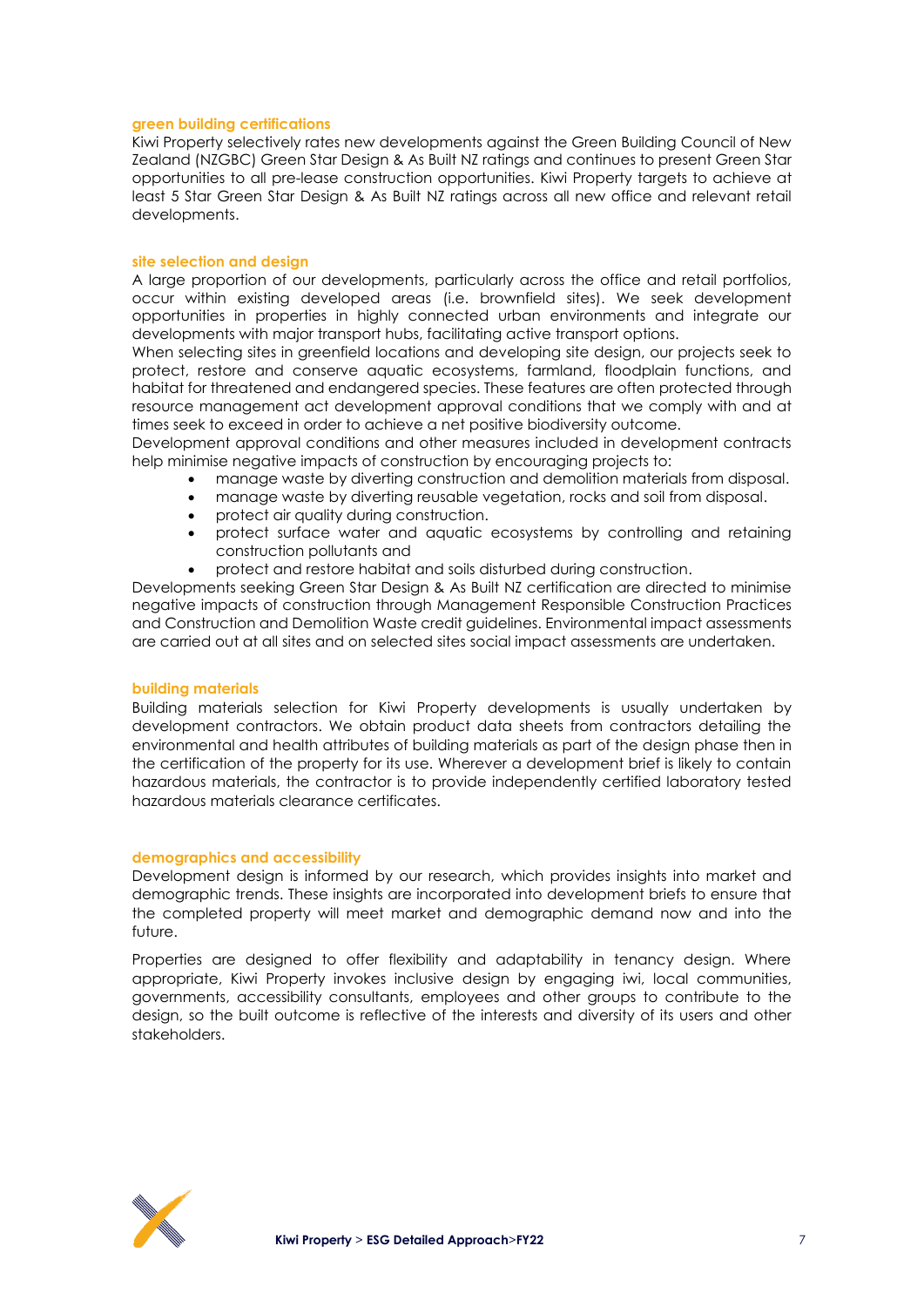## green building certifications

Kiwi Property selectively rates new developments against the Green Building Council of New Zealand (NZGBC) Green Star Design & As Built NZ ratings and continues to present Green Star opportunities to all pre-lease construction opportunities. Kiwi Property targets to achieve at least 5 Star Green Star Design & As Built NZ ratings across all new office and relevant retail developments.

## site selection and design

A large proportion of our developments, particularly across the office and retail portfolios, occur within existing developed areas (i.e. brownfield sites). We seek development opportunities in properties in highly connected urban environments and integrate our developments with major transport hubs, facilitating active transport options.

When selecting sites in greenfield locations and developing site design, our projects seek to protect, restore and conserve aquatic ecosystems, farmland, floodplain functions, and habitat for threatened and endangered species. These features are often protected through resource management act development approval conditions that we comply with and at times seek to exceed in order to achieve a net positive biodiversity outcome.

Development approval conditions and other measures included in development contracts help minimise negative impacts of construction by encouraging projects to:

- manage waste by diverting construction and demolition materials from disposal.
- manage waste by diverting reusable vegetation, rocks and soil from disposal.
- protect air quality during construction.
- protect surface water and aquatic ecosystems by controlling and retaining construction pollutants and
- protect and restore habitat and soils disturbed during construction.

Developments seeking Green Star Design & As Built NZ certification are directed to minimise negative impacts of construction through Management Responsible Construction Practices and Construction and Demolition Waste credit guidelines. Environmental impact assessments are carried out at all sites and on selected sites social impact assessments are undertaken.

## building materials

Building materials selection for Kiwi Property developments is usually undertaken by development contractors. We obtain product data sheets from contractors detailing the environmental and health attributes of building materials as part of the design phase then in the certification of the property for its use. Wherever a development brief is likely to contain hazardous materials, the contractor is to provide independently certified laboratory tested hazardous materials clearance certificates.

## demographics and accessibility

Development design is informed by our research, which provides insights into market and demographic trends. These insights are incorporated into development briefs to ensure that the completed property will meet market and demographic demand now and into the future.

Properties are designed to offer flexibility and adaptability in tenancy design. Where appropriate, Kiwi Property invokes inclusive design by engaging iwi, local communities, governments, accessibility consultants, employees and other groups to contribute to the design, so the built outcome is reflective of the interests and diversity of its users and other stakeholders.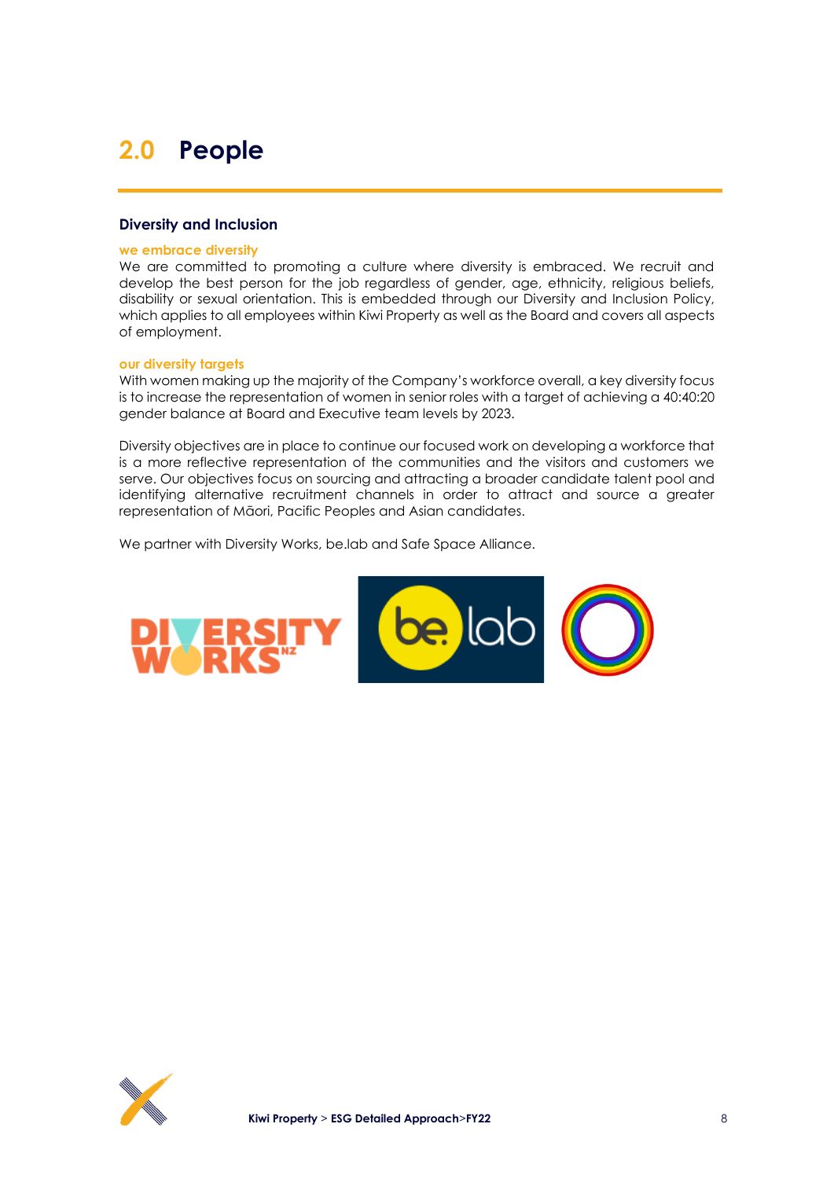# 2.0 People

## Diversity and Inclusion

### we embrace diversity

We are committed to promoting a culture where diversity is embraced. We recruit and develop the best person for the job regardless of gender, age, ethnicity, religious beliefs, disability or sexual orientation. This is embedded through our Diversity and Inclusion Policy, which applies to all employees within Kiwi Property as well as the Board and covers all aspects of employment.

### our diversity targets

With women making up the majority of the Company's workforce overall, a key diversity focus is to increase the representation of women in senior roles with a target of achieving a 40:40:20 gender balance at Board and Executive team levels by 2023.

Diversity objectives are in place to continue our focused work on developing a workforce that is a more reflective representation of the communities and the visitors and customers we serve. Our objectives focus on sourcing and attracting a broader candidate talent pool and identifying alternative recruitment channels in order to attract and source a greater representation of Māori, Pacific Peoples and Asian candidates.

We partner with Diversity Works, be.lab and Safe Space Alliance.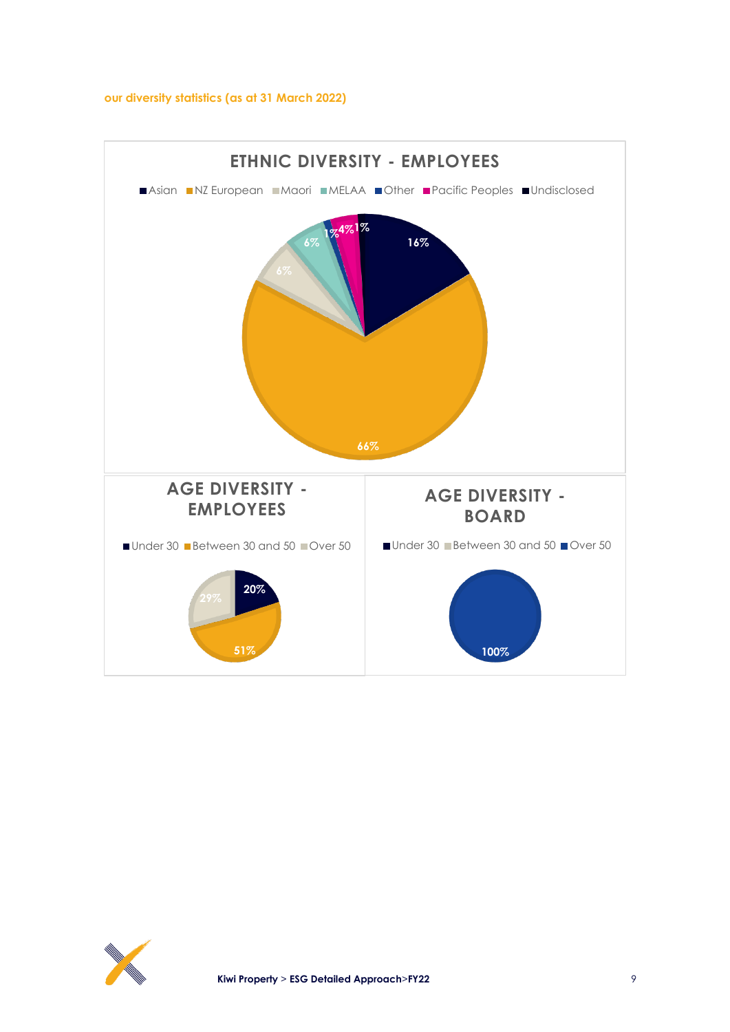our diversity statistics (as at 31 March 2022)

## ETHNIC DIVERSITY - EMPLOYEES

Asian, NZ European, Maori, MELAA, Other, Pacific Peoples, Undisclosed

| Category | % |
|---|---|
| Asian | 16% |
| NZ European | 66% |
| Maori | 6% |
| MELAA | 6% |
| Other | 1% |
| Pacific Peoples | 4% |
| Undisclosed | 1% |

## AGE DIVERSITY - EMPLOYEES

| Category | % |
|---|---|
| Under 30 | 20% |
| Between 30 and 50 | 51% |
| Over 50 | 29% |

## AGE DIVERSITY - BOARD

| Category | % |
|---|---|
| Under 30 | |
| Between 30 and 50 | |
| Over 50 | 100% |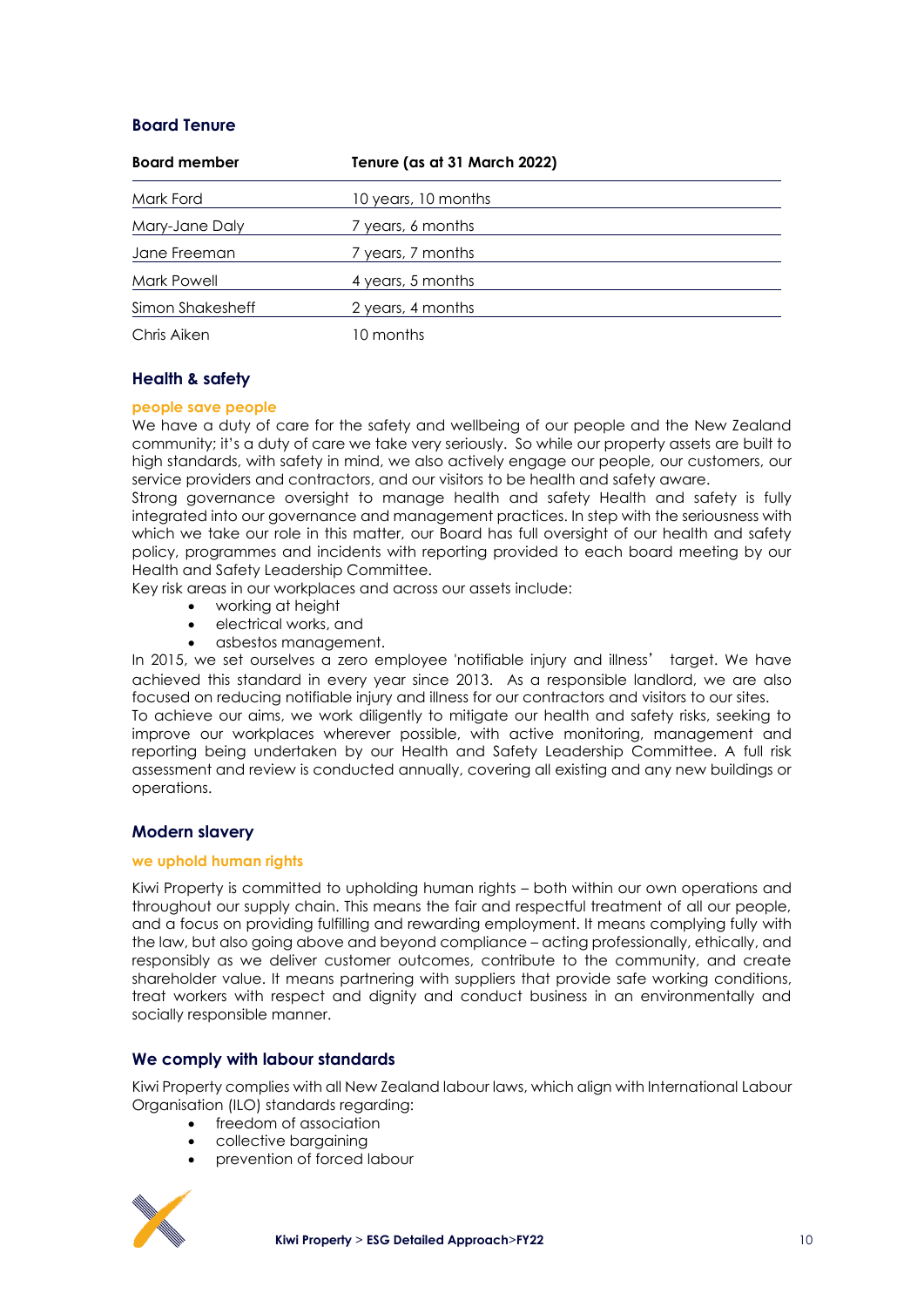## Board Tenure

| Board member | Tenure (as at 31 March 2022) |
|---|---|
| Mark Ford | 10 years, 10 months |
| Mary-Jane Daly | 7 years, 6 months |
| Jane Freeman | 7 years, 7 months |
| Mark Powell | 4 years, 5 months |
| Simon Shakesheff | 2 years, 4 months |
| Chris Aiken | 10 months |

## Health & safety

### people save people

We have a duty of care for the safety and wellbeing of our people and the New Zealand community; it's a duty of care we take very seriously. So while our property assets are built to high standards, with safety in mind, we also actively engage our people, our customers, our service providers and contractors, and our visitors to be health and safety aware.

Strong governance oversight to manage health and safety Health and safety is fully integrated into our governance and management practices. In step with the seriousness with which we take our role in this matter, our Board has full oversight of our health and safety policy, programmes and incidents with reporting provided to each board meeting by our Health and Safety Leadership Committee.

Key risk areas in our workplaces and across our assets include:

- working at height
- electrical works, and
- asbestos management.

In 2015, we set ourselves a zero employee 'notifiable injury and illness' target. We have achieved this standard in every year since 2013. As a responsible landlord, we are also focused on reducing notifiable injury and illness for our contractors and visitors to our sites.

To achieve our aims, we work diligently to mitigate our health and safety risks, seeking to improve our workplaces wherever possible, with active monitoring, management and reporting being undertaken by our Health and Safety Leadership Committee. A full risk assessment and review is conducted annually, covering all existing and any new buildings or operations.

## Modern slavery

### we uphold human rights

Kiwi Property is committed to upholding human rights – both within our own operations and throughout our supply chain. This means the fair and respectful treatment of all our people, and a focus on providing fulfilling and rewarding employment. It means complying fully with the law, but also going above and beyond compliance – acting professionally, ethically, and responsibly as we deliver customer outcomes, contribute to the community, and create shareholder value. It means partnering with suppliers that provide safe working conditions, treat workers with respect and dignity and conduct business in an environmentally and socially responsible manner.

## We comply with labour standards

Kiwi Property complies with all New Zealand labour laws, which align with International Labour Organisation (ILO) standards regarding:

- freedom of association
- collective bargaining
- prevention of forced labour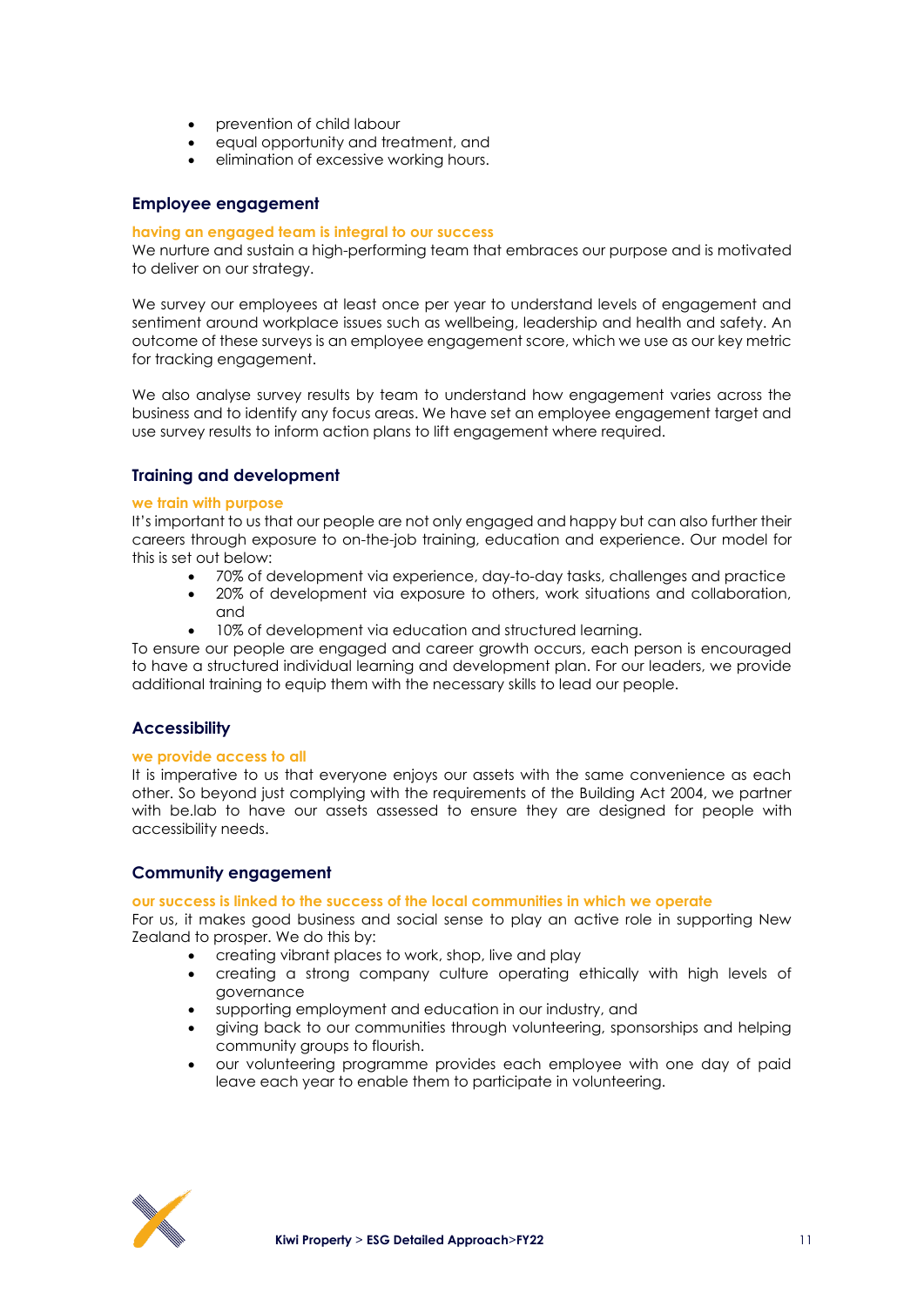- prevention of child labour
- equal opportunity and treatment, and
- elimination of excessive working hours.

### Employee engagement

**having an engaged team is integral to our success**

We nurture and sustain a high-performing team that embraces our purpose and is motivated to deliver on our strategy.

We survey our employees at least once per year to understand levels of engagement and sentiment around workplace issues such as wellbeing, leadership and health and safety. An outcome of these surveys is an employee engagement score, which we use as our key metric for tracking engagement.

We also analyse survey results by team to understand how engagement varies across the business and to identify any focus areas. We have set an employee engagement target and use survey results to inform action plans to lift engagement where required.

### Training and development

**we train with purpose**

It's important to us that our people are not only engaged and happy but can also further their careers through exposure to on-the-job training, education and experience. Our model for this is set out below:

- 70% of development via experience, day-to-day tasks, challenges and practice
- 20% of development via exposure to others, work situations and collaboration, and
- 10% of development via education and structured learning.

To ensure our people are engaged and career growth occurs, each person is encouraged to have a structured individual learning and development plan. For our leaders, we provide additional training to equip them with the necessary skills to lead our people.

### Accessibility

**we provide access to all**

It is imperative to us that everyone enjoys our assets with the same convenience as each other. So beyond just complying with the requirements of the Building Act 2004, we partner with be.lab to have our assets assessed to ensure they are designed for people with accessibility needs.

### Community engagement

**our success is linked to the success of the local communities in which we operate**

For us, it makes good business and social sense to play an active role in supporting New Zealand to prosper. We do this by:

- creating vibrant places to work, shop, live and play
- creating a strong company culture operating ethically with high levels of governance
- supporting employment and education in our industry, and
- giving back to our communities through volunteering, sponsorships and helping community groups to flourish.
- our volunteering programme provides each employee with one day of paid leave each year to enable them to participate in volunteering.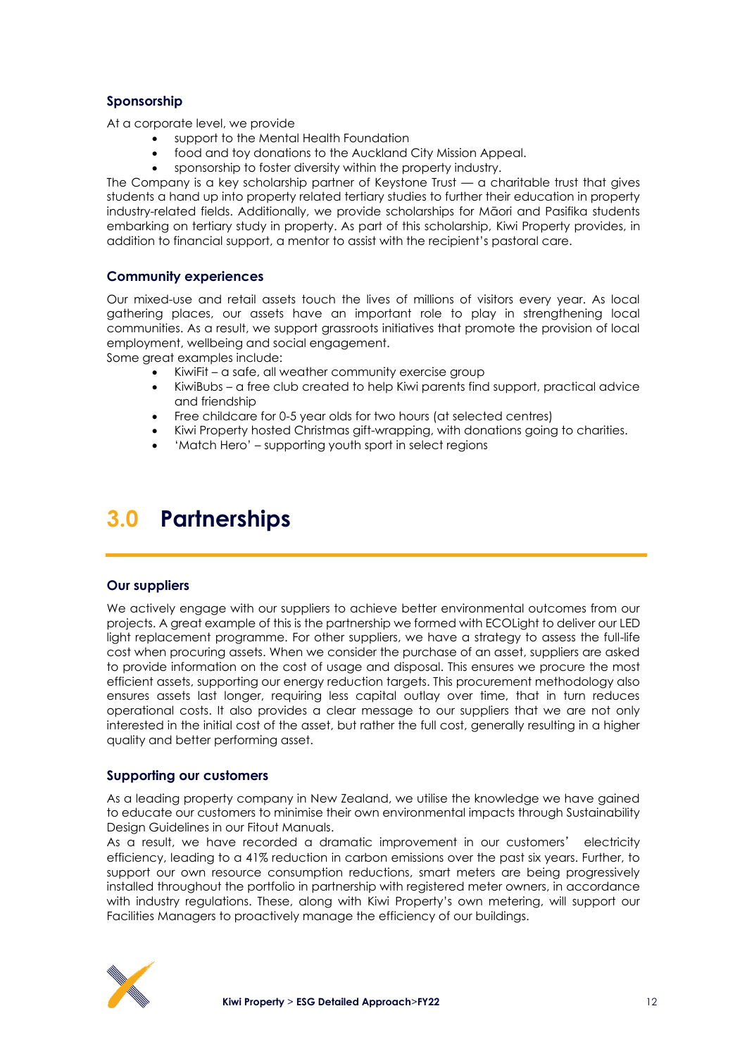### Sponsorship

At a corporate level, we provide

- support to the Mental Health Foundation
- food and toy donations to the Auckland City Mission Appeal.
- sponsorship to foster diversity within the property industry.

The Company is a key scholarship partner of Keystone Trust — a charitable trust that gives students a hand up into property related tertiary studies to further their education in property industry-related fields. Additionally, we provide scholarships for Māori and Pasifika students embarking on tertiary study in property. As part of this scholarship, Kiwi Property provides, in addition to financial support, a mentor to assist with the recipient's pastoral care.

### Community experiences

Our mixed-use and retail assets touch the lives of millions of visitors every year. As local gathering places, our assets have an important role to play in strengthening local communities. As a result, we support grassroots initiatives that promote the provision of local employment, wellbeing and social engagement.

Some great examples include:

- KiwiFit – a safe, all weather community exercise group
- KiwiBubs – a free club created to help Kiwi parents find support, practical advice and friendship
- Free childcare for 0-5 year olds for two hours (at selected centres)
- Kiwi Property hosted Christmas gift-wrapping, with donations going to charities.
- 'Match Hero' – supporting youth sport in select regions

## 3.0 Partnerships

### Our suppliers

We actively engage with our suppliers to achieve better environmental outcomes from our projects. A great example of this is the partnership we formed with ECOLight to deliver our LED light replacement programme. For other suppliers, we have a strategy to assess the full-life cost when procuring assets. When we consider the purchase of an asset, suppliers are asked to provide information on the cost of usage and disposal. This ensures we procure the most efficient assets, supporting our energy reduction targets. This procurement methodology also ensures assets last longer, requiring less capital outlay over time, that in turn reduces operational costs. It also provides a clear message to our suppliers that we are not only interested in the initial cost of the asset, but rather the full cost, generally resulting in a higher quality and better performing asset.

### Supporting our customers

As a leading property company in New Zealand, we utilise the knowledge we have gained to educate our customers to minimise their own environmental impacts through Sustainability Design Guidelines in our Fitout Manuals.

As a result, we have recorded a dramatic improvement in our customers' electricity efficiency, leading to a 41% reduction in carbon emissions over the past six years. Further, to support our own resource consumption reductions, smart meters are being progressively installed throughout the portfolio in partnership with registered meter owners, in accordance with industry regulations. These, along with Kiwi Property's own metering, will support our Facilities Managers to proactively manage the efficiency of our buildings.